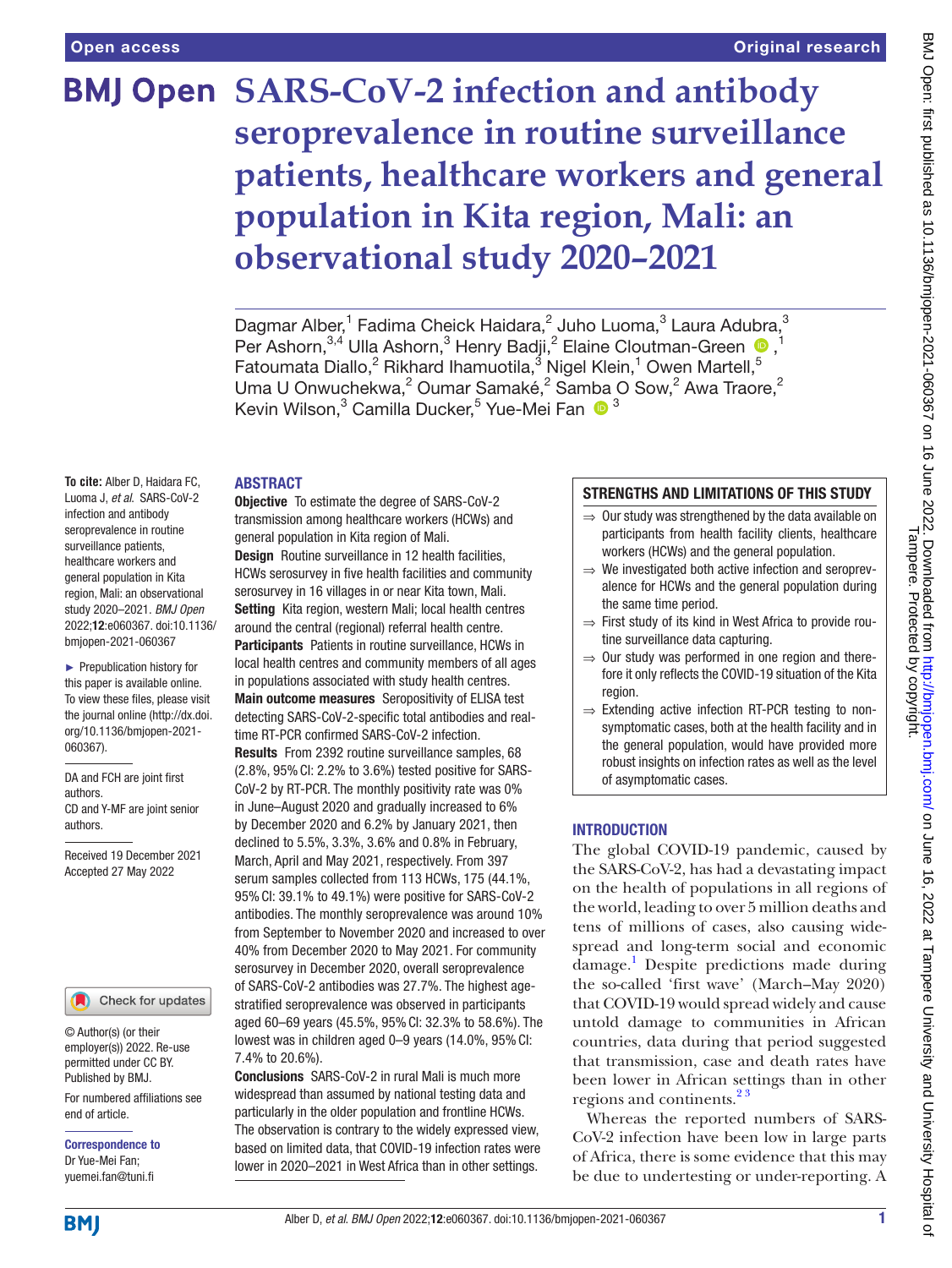# SARS-CoV-2 infection and antibody seroprevalence in routine surveillance patients, healthcare workers and general population in Kita region, Mali: an observational study 2020–2021

Dagmar Alber,[1] Fadima Cheick Haidara,[2] Juho Luoma,[3] Laura Adubra,[3] Per Ashorn,[3,4] Ulla Ashorn,[3] Henry Badji,[2] Elaine Cloutman-Green,[1] Fatoumata Diallo,[2] Rikhard Ihamuotila,[3] Nigel Klein,[1] Owen Martell,[5] Uma U Onwuchekwa,[2] Oumar Samaké,[2] Samba O Sow,[2] Awa Traore,[2] Kevin Wilson,[3] Camilla Ducker,[5] Yue-Mei Fan[3]

**To cite:** Alber D, Haidara FC, Luoma J, *et al*. SARS-CoV-2 infection and antibody seroprevalence in routine surveillance patients, healthcare workers and general population in Kita region, Mali: an observational study 2020–2021. *BMJ Open* 2022;**12**:e060367. doi:10.1136/bmjopen-2021-060367

► Prepublication history for this paper is available online. To view these files, please visit the journal online (http://dx.doi.org/10.1136/bmjopen-2021-060367).

DA and FCH are joint first authors.
CD and Y-MF are joint senior authors.

Received 19 December 2021
Accepted 27 May 2022

© Author(s) (or their employer(s)) 2022. Re-use permitted under CC BY. Published by BMJ.

For numbered affiliations see end of article.

**Correspondence to**
Dr Yue-Mei Fan; yuemei.fan@tuni.fi

## ABSTRACT

**Objective** To estimate the degree of SARS-CoV-2 transmission among healthcare workers (HCWs) and general population in Kita region of Mali.

**Design** Routine surveillance in 12 health facilities, HCWs serosurvey in five health facilities and community serosurvey in 16 villages in or near Kita town, Mali.

**Setting** Kita region, western Mali; local health centres around the central (regional) referral health centre.

**Participants** Patients in routine surveillance, HCWs in local health centres and community members of all ages in populations associated with study health centres.

**Main outcome measures** Seropositivity of ELISA test detecting SARS-CoV-2-specific total antibodies and real-time RT-PCR confirmed SARS-CoV-2 infection.

**Results** From 2392 routine surveillance samples, 68 (2.8%, 95% CI: 2.2% to 3.6%) tested positive for SARS-CoV-2 by RT-PCR. The monthly positivity rate was 0% in June–August 2020 and gradually increased to 6% by December 2020 and 6.2% by January 2021, then declined to 5.5%, 3.3%, 3.6% and 0.8% in February, March, April and May 2021, respectively. From 397 serum samples collected from 113 HCWs, 175 (44.1%, 95% CI: 39.1% to 49.1%) were positive for SARS-CoV-2 antibodies. The monthly seroprevalence was around 10% from September to November 2020 and increased to over 40% from December 2020 to May 2021. For community serosurvey in December 2020, overall seroprevalence of SARS-CoV-2 antibodies was 27.7%. The highest age-stratified seroprevalence was observed in participants aged 60–69 years (45.5%, 95% CI: 32.3% to 58.6%). The lowest was in children aged 0–9 years (14.0%, 95% CI: 7.4% to 20.6%).

**Conclusions** SARS-CoV-2 in rural Mali is much more widespread than assumed by national testing data and particularly in the older population and frontline HCWs. The observation is contrary to the widely expressed view, based on limited data, that COVID-19 infection rates were lower in 2020–2021 in West Africa than in other settings.

## STRENGTHS AND LIMITATIONS OF THIS STUDY

⇒ Our study was strengthened by the data available on participants from health facility clients, healthcare workers (HCWs) and the general population.

⇒ We investigated both active infection and seroprevalence for HCWs and the general population during the same time period.

⇒ First study of its kind in West Africa to provide routine surveillance data capturing.

⇒ Our study was performed in one region and therefore it only reflects the COVID-19 situation of the Kita region.

⇒ Extending active infection RT-PCR testing to non-symptomatic cases, both at the health facility and in the general population, would have provided more robust insights on infection rates as well as the level of asymptomatic cases.

## INTRODUCTION

The global COVID-19 pandemic, caused by the SARS-CoV-2, has had a devastating impact on the health of populations in all regions of the world, leading to over 5 million deaths and tens of millions of cases, also causing widespread and long-term social and economic damage.[1] Despite predictions made during the so-called 'first wave' (March–May 2020) that COVID-19 would spread widely and cause untold damage to communities in African countries, data during that period suggested that transmission, case and death rates have been lower in African settings than in other regions and continents.[2,3]

Whereas the reported numbers of SARS-CoV-2 infection have been low in large parts of Africa, there is some evidence that this may be due to undertesting or under-reporting. A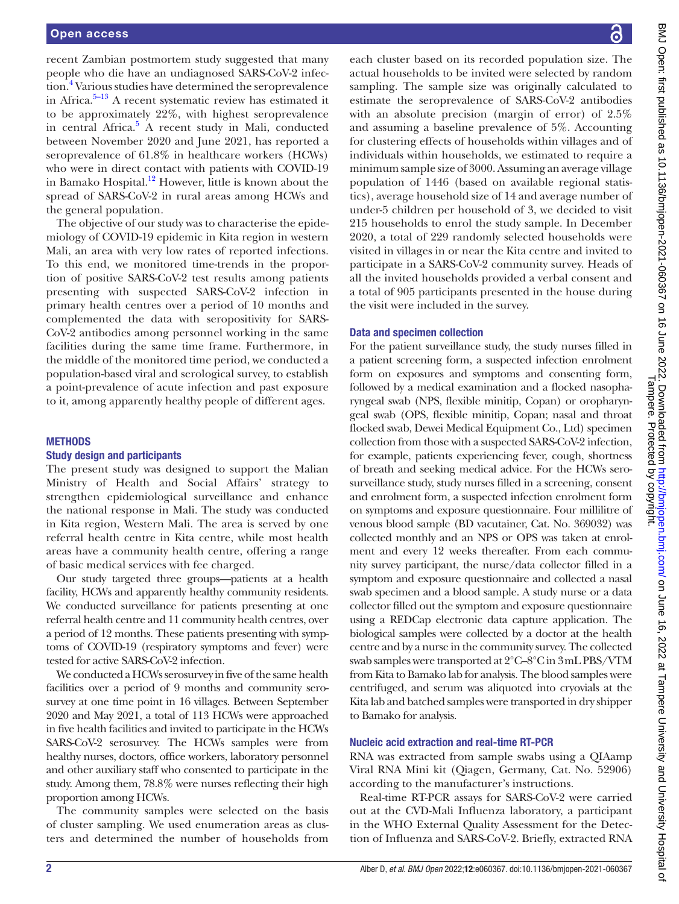recent Zambian postmortem study suggested that many people who die have an undiagnosed SARS-CoV-2 infection.[4] Various studies have determined the seroprevalence in Africa.[5–13] A recent systematic review has estimated it to be approximately 22%, with highest seroprevalence in central Africa.[5] A recent study in Mali, conducted between November 2020 and June 2021, has reported a seroprevalence of 61.8% in healthcare workers (HCWs) who were in direct contact with patients with COVID-19 in Bamako Hospital.[12] However, little is known about the spread of SARS-CoV-2 in rural areas among HCWs and the general population.

The objective of our study was to characterise the epidemiology of COVID-19 epidemic in Kita region in western Mali, an area with very low rates of reported infections. To this end, we monitored time-trends in the proportion of positive SARS-CoV-2 test results among patients presenting with suspected SARS-CoV-2 infection in primary health centres over a period of 10 months and complemented the data with seropositivity for SARS-CoV-2 antibodies among personnel working in the same facilities during the same time frame. Furthermore, in the middle of the monitored time period, we conducted a population-based viral and serological survey, to establish a point-prevalence of acute infection and past exposure to it, among apparently healthy people of different ages.

## METHODS

### Study design and participants

The present study was designed to support the Malian Ministry of Health and Social Affairs' strategy to strengthen epidemiological surveillance and enhance the national response in Mali. The study was conducted in Kita region, Western Mali. The area is served by one referral health centre in Kita centre, while most health areas have a community health centre, offering a range of basic medical services with fee charged.

Our study targeted three groups—patients at a health facility, HCWs and apparently healthy community residents. We conducted surveillance for patients presenting at one referral health centre and 11 community health centres, over a period of 12 months. These patients presenting with symptoms of COVID-19 (respiratory symptoms and fever) were tested for active SARS-CoV-2 infection.

We conducted a HCWs serosurvey in five of the same health facilities over a period of 9 months and community serosurvey at one time point in 16 villages. Between September 2020 and May 2021, a total of 113 HCWs were approached in five health facilities and invited to participate in the HCWs SARS-CoV-2 serosurvey. The HCWs samples were from healthy nurses, doctors, office workers, laboratory personnel and other auxiliary staff who consented to participate in the study. Among them, 78.8% were nurses reflecting their high proportion among HCWs.

The community samples were selected on the basis of cluster sampling. We used enumeration areas as clusters and determined the number of households from each cluster based on its recorded population size. The actual households to be invited were selected by random sampling. The sample size was originally calculated to estimate the seroprevalence of SARS-CoV-2 antibodies with an absolute precision (margin of error) of 2.5% and assuming a baseline prevalence of 5%. Accounting for clustering effects of households within villages and of individuals within households, we estimated to require a minimum sample size of 3000. Assuming an average village population of 1446 (based on available regional statistics), average household size of 14 and average number of under-5 children per household of 3, we decided to visit 215 households to enrol the study sample. In December 2020, a total of 229 randomly selected households were visited in villages in or near the Kita centre and invited to participate in a SARS-CoV-2 community survey. Heads of all the invited households provided a verbal consent and a total of 905 participants presented in the house during the visit were included in the survey.

### Data and specimen collection

For the patient surveillance study, the study nurses filled in a patient screening form, a suspected infection enrolment form on exposures and symptoms and consenting form, followed by a medical examination and a flocked nasopharyngeal swab (NPS, flexible minitip, Copan) or oropharyngeal swab (OPS, flexible minitip, Copan; nasal and throat flocked swab, Dewei Medical Equipment Co., Ltd) specimen collection from those with a suspected SARS-CoV-2 infection, for example, patients experiencing fever, cough, shortness of breath and seeking medical advice. For the HCWs serosurveillance study, study nurses filled in a screening, consent and enrolment form, a suspected infection enrolment form on symptoms and exposure questionnaire. Four millilitre of venous blood sample (BD vacutainer, Cat. No. 369032) was collected monthly and an NPS or OPS was taken at enrolment and every 12 weeks thereafter. From each community survey participant, the nurse/data collector filled in a symptom and exposure questionnaire and collected a nasal swab specimen and a blood sample. A study nurse or a data collector filled out the symptom and exposure questionnaire using a REDCap electronic data capture application. The biological samples were collected by a doctor at the health centre and by a nurse in the community survey. The collected swab samples were transported at 2°C–8°C in 3mL PBS/VTM from Kita to Bamako lab for analysis. The blood samples were centrifuged, and serum was aliquoted into cryovials at the Kita lab and batched samples were transported in dry shipper to Bamako for analysis.

### Nucleic acid extraction and real-time RT-PCR

RNA was extracted from sample swabs using a QIAamp Viral RNA Mini kit (Qiagen, Germany, Cat. No. 52906) according to the manufacturer's instructions.

Real-time RT-PCR assays for SARS-CoV-2 were carried out at the CVD-Mali Influenza laboratory, a participant in the WHO External Quality Assessment for the Detection of Influenza and SARS-CoV-2. Briefly, extracted RNA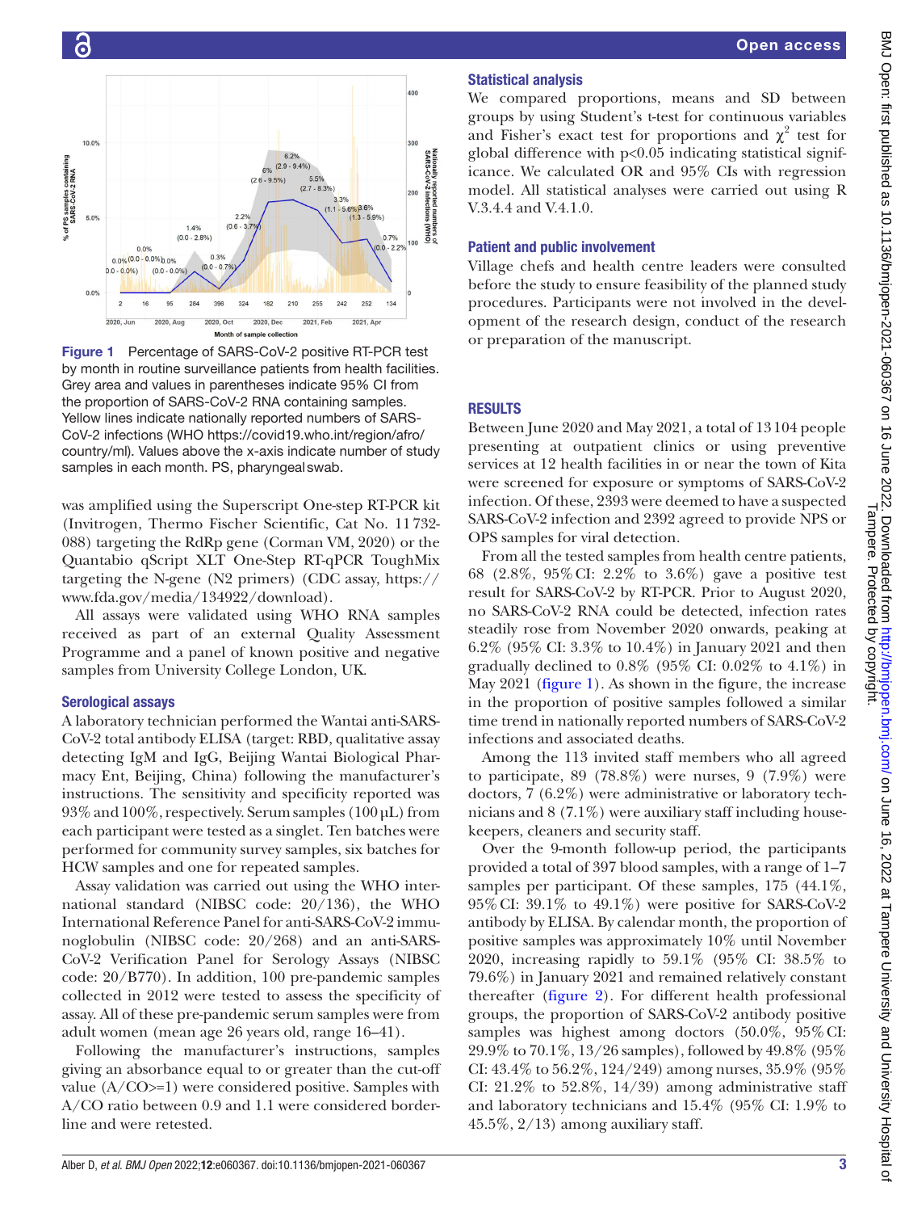Figure 1 Percentage of SARS-CoV-2 positive RT-PCR test by month in routine surveillance patients from health facilities. Grey area and values in parentheses indicate 95% CI from the proportion of SARS-CoV-2 RNA containing samples. Yellow lines indicate nationally reported numbers of SARS-CoV-2 infections (WHO https://covid19.who.int/region/afro/country/ml). Values above the x-axis indicate number of study samples in each month. PS, pharyngeal swab.

was amplified using the Superscript One-step RT-PCR kit (Invitrogen, Thermo Fischer Scientific, Cat No. 11 732-088) targeting the RdRp gene (Corman VM, 2020) or the Quantabio qScript XLT One-Step RT-qPCR ToughMix targeting the N-gene (N2 primers) (CDC assay, https://www.fda.gov/media/134922/download).

All assays were validated using WHO RNA samples received as part of an external Quality Assessment Programme and a panel of known positive and negative samples from University College London, UK.

### Serological assays

A laboratory technician performed the Wantai anti-SARS-CoV-2 total antibody ELISA (target: RBD, qualitative assay detecting IgM and IgG, Beijing Wantai Biological Pharmacy Ent, Beijing, China) following the manufacturer's instructions. The sensitivity and specificity reported was 93% and 100%, respectively. Serum samples (100 µL) from each participant were tested as a singlet. Ten batches were performed for community survey samples, six batches for HCW samples and one for repeated samples.

Assay validation was carried out using the WHO international standard (NIBSC code: 20/136), the WHO International Reference Panel for anti-SARS-CoV-2 immunoglobulin (NIBSC code: 20/268) and an anti-SARS-CoV-2 Verification Panel for Serology Assays (NIBSC code: 20/B770). In addition, 100 pre-pandemic samples collected in 2012 were tested to assess the specificity of assay. All of these pre-pandemic serum samples were from adult women (mean age 26 years old, range 16–41).

Following the manufacturer's instructions, samples giving an absorbance equal to or greater than the cut-off value (A/CO>=1) were considered positive. Samples with A/CO ratio between 0.9 and 1.1 were considered borderline and were retested.

### Statistical analysis

We compared proportions, means and SD between groups by using Student's t-test for continuous variables and Fisher's exact test for proportions and $\chi^2$ test for global difference with $p<0.05$ indicating statistical significance. We calculated OR and 95% CIs with regression model. All statistical analyses were carried out using R V.3.4.4 and V.4.1.0.

### Patient and public involvement

Village chefs and health centre leaders were consulted before the study to ensure feasibility of the planned study procedures. Participants were not involved in the development of the research design, conduct of the research or preparation of the manuscript.

## RESULTS

Between June 2020 and May 2021, a total of 13 104 people presenting at outpatient clinics or using preventive services at 12 health facilities in or near the town of Kita were screened for exposure or symptoms of SARS-CoV-2 infection. Of these, 2393 were deemed to have a suspected SARS-CoV-2 infection and 2392 agreed to provide NPS or OPS samples for viral detection.

From all the tested samples from health centre patients, 68 (2.8%, 95% CI: 2.2% to 3.6%) gave a positive test result for SARS-CoV-2 by RT-PCR. Prior to August 2020, no SARS-CoV-2 RNA could be detected, infection rates steadily rose from November 2020 onwards, peaking at 6.2% (95% CI: 3.3% to 10.4%) in January 2021 and then gradually declined to 0.8% (95% CI: 0.02% to 4.1%) in May 2021 (figure 1). As shown in the figure, the increase in the proportion of positive samples followed a similar time trend in nationally reported numbers of SARS-CoV-2 infections and associated deaths.

Among the 113 invited staff members who all agreed to participate, 89 (78.8%) were nurses, 9 (7.9%) were doctors, 7 (6.2%) were administrative or laboratory technicians and 8 (7.1%) were auxiliary staff including housekeepers, cleaners and security staff.

Over the 9-month follow-up period, the participants provided a total of 397 blood samples, with a range of 1–7 samples per participant. Of these samples, 175 (44.1%, 95% CI: 39.1% to 49.1%) were positive for SARS-CoV-2 antibody by ELISA. By calendar month, the proportion of positive samples was approximately 10% until November 2020, increasing rapidly to 59.1% (95% CI: 38.5% to 79.6%) in January 2021 and remained relatively constant thereafter (figure 2). For different health professional groups, the proportion of SARS-CoV-2 antibody positive samples was highest among doctors (50.0%, 95% CI: 29.9% to 70.1%, 13/26 samples), followed by 49.8% (95% CI: 43.4% to 56.2%, 124/249) among nurses, 35.9% (95% CI: 21.2% to 52.8%, 14/39) among administrative staff and laboratory technicians and 15.4% (95% CI: 1.9% to 45.5%, 2/13) among auxiliary staff.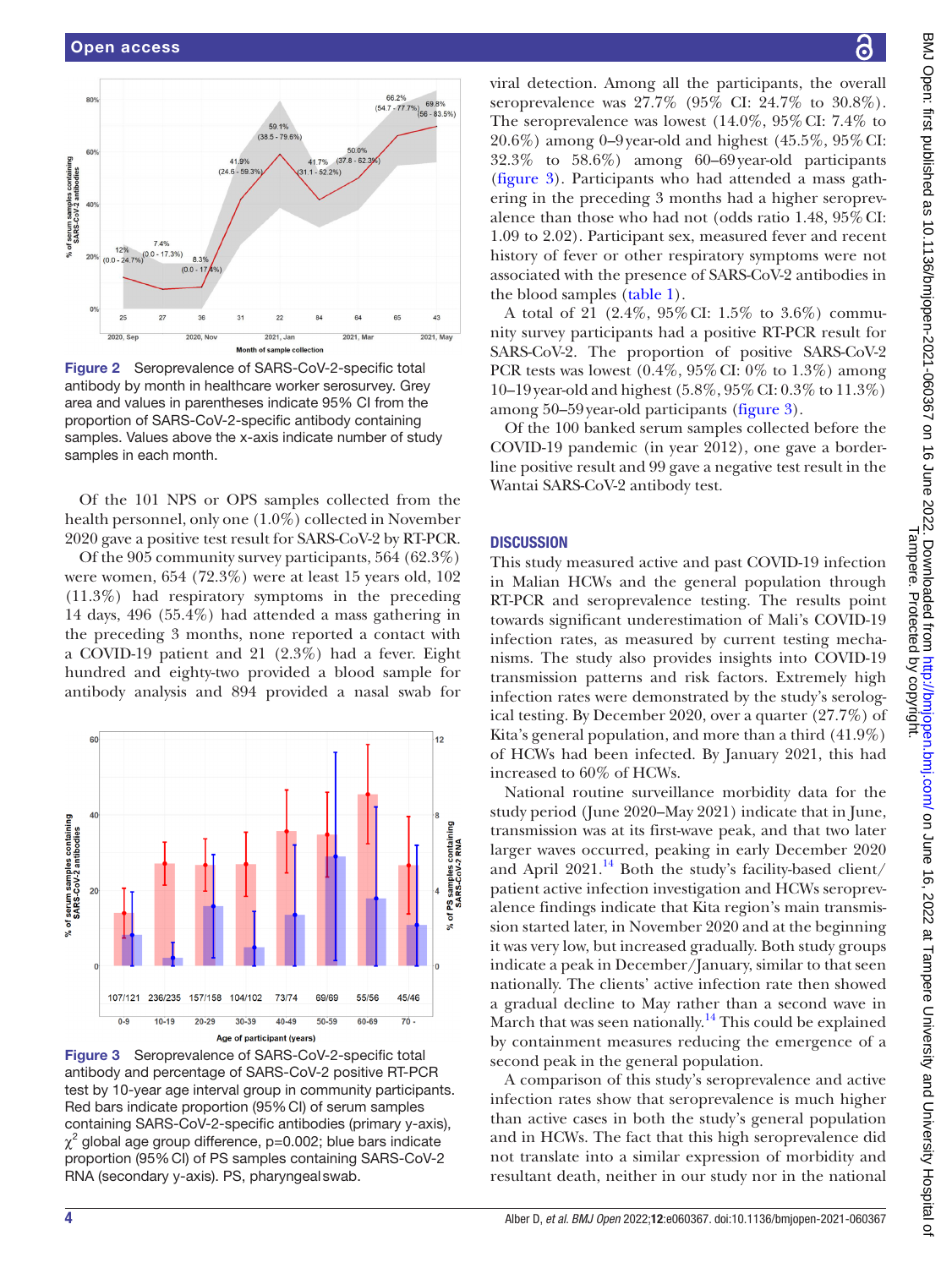Figure 2 Seroprevalence of SARS-CoV-2-specific total antibody by month in healthcare worker serosurvey. Grey area and values in parentheses indicate 95% CI from the proportion of SARS-CoV-2-specific antibody containing samples. Values above the x-axis indicate number of study samples in each month.

Of the 101 NPS or OPS samples collected from the health personnel, only one (1.0%) collected in November 2020 gave a positive test result for SARS-CoV-2 by RT-PCR.

Of the 905 community survey participants, 564 (62.3%) were women, 654 (72.3%) were at least 15 years old, 102 (11.3%) had respiratory symptoms in the preceding 14 days, 496 (55.4%) had attended a mass gathering in the preceding 3 months, none reported a contact with a COVID-19 patient and 21 (2.3%) had a fever. Eight hundred and eighty-two provided a blood sample for antibody analysis and 894 provided a nasal swab for viral detection. Among all the participants, the overall seroprevalence was 27.7% (95% CI: 24.7% to 30.8%). The seroprevalence was lowest (14.0%, 95% CI: 7.4% to 20.6%) among 0–9 year-old and highest (45.5%, 95% CI: 32.3% to 58.6%) among 60–69 year-old participants (figure 3). Participants who had attended a mass gathering in the preceding 3 months had a higher seroprevalence than those who had not (odds ratio 1.48, 95% CI: 1.09 to 2.02). Participant sex, measured fever and recent history of fever or other respiratory symptoms were not associated with the presence of SARS-CoV-2 antibodies in the blood samples (table 1).

A total of 21 (2.4%, 95% CI: 1.5% to 3.6%) community survey participants had a positive RT-PCR result for SARS-CoV-2. The proportion of positive SARS-CoV-2 PCR tests was lowest (0.4%, 95% CI: 0% to 1.3%) among 10–19 year-old and highest (5.8%, 95% CI: 0.3% to 11.3%) among 50–59 year-old participants (figure 3).

Of the 100 banked serum samples collected before the COVID-19 pandemic (in year 2012), one gave a borderline positive result and 99 gave a negative test result in the Wantai SARS-CoV-2 antibody test.

Figure 3 Seroprevalence of SARS-CoV-2-specific total antibody and percentage of SARS-CoV-2 positive RT-PCR test by 10-year age interval group in community participants. Red bars indicate proportion (95% CI) of serum samples containing SARS-CoV-2-specific antibodies (primary y-axis), $\chi^2$ global age group difference, p=0.002; blue bars indicate proportion (95% CI) of PS samples containing SARS-CoV-2 RNA (secondary y-axis). PS, pharyngeal swab.

## DISCUSSION

This study measured active and past COVID-19 infection in Malian HCWs and the general population through RT-PCR and seroprevalence testing. The results point towards significant underestimation of Mali's COVID-19 infection rates, as measured by current testing mechanisms. The study also provides insights into COVID-19 transmission patterns and risk factors. Extremely high infection rates were demonstrated by the study's serological testing. By December 2020, over a quarter (27.7%) of Kita's general population, and more than a third (41.9%) of HCWs had been infected. By January 2021, this had increased to 60% of HCWs.

National routine surveillance morbidity data for the study period (June 2020–May 2021) indicate that in June, transmission was at its first-wave peak, and that two later larger waves occurred, peaking in early December 2020 and April 2021.[14] Both the study's facility-based client/patient active infection investigation and HCWs seroprevalence findings indicate that Kita region's main transmission started later, in November 2020 and at the beginning it was very low, but increased gradually. Both study groups indicate a peak in December/January, similar to that seen nationally. The clients' active infection rate then showed a gradual decline to May rather than a second wave in March that was seen nationally.[14] This could be explained by containment measures reducing the emergence of a second peak in the general population.

A comparison of this study's seroprevalence and active infection rates show that seroprevalence is much higher than active cases in both the study's general population and in HCWs. The fact that this high seroprevalence did not translate into a similar expression of morbidity and resultant death, neither in our study nor in the national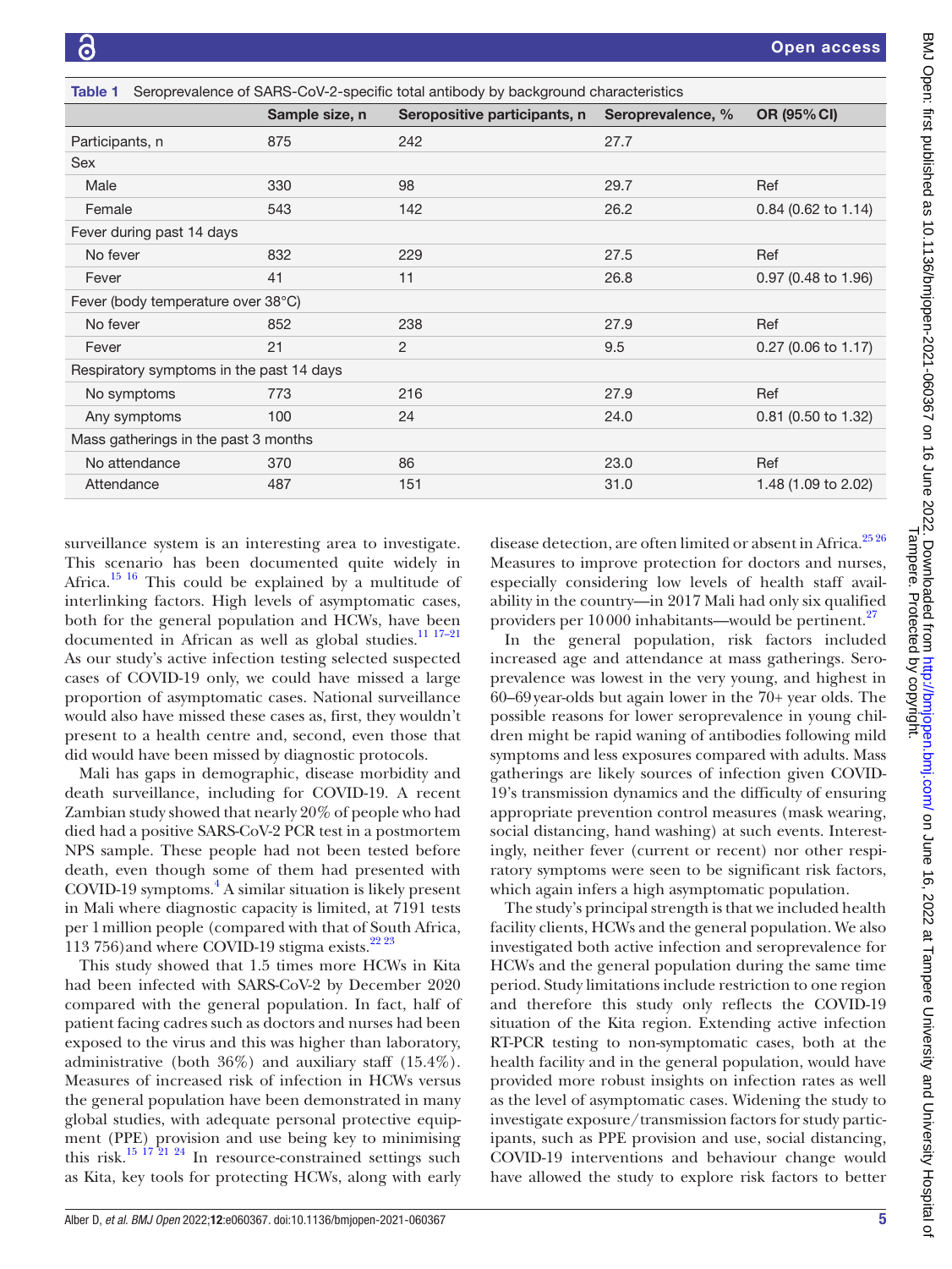**Table 1** Seroprevalence of SARS-CoV-2-specific total antibody by background characteristics

| | Sample size, n | Seropositive participants, n | Seroprevalence, % | OR (95% CI) |
|---|---|---|---|---|
| Participants, n | 875 | 242 | 27.7 | |
| Sex | | | | |
| Male | 330 | 98 | 29.7 | Ref |
| Female | 543 | 142 | 26.2 | 0.84 (0.62 to 1.14) |
| Fever during past 14 days | | | | |
| No fever | 832 | 229 | 27.5 | Ref |
| Fever | 41 | 11 | 26.8 | 0.97 (0.48 to 1.96) |
| Fever (body temperature over 38°C) | | | | |
| No fever | 852 | 238 | 27.9 | Ref |
| Fever | 21 | 2 | 9.5 | 0.27 (0.06 to 1.17) |
| Respiratory symptoms in the past 14 days | | | | |
| No symptoms | 773 | 216 | 27.9 | Ref |
| Any symptoms | 100 | 24 | 24.0 | 0.81 (0.50 to 1.32) |
| Mass gatherings in the past 3 months | | | | |
| No attendance | 370 | 86 | 23.0 | Ref |
| Attendance | 487 | 151 | 31.0 | 1.48 (1.09 to 2.02) |

surveillance system is an interesting area to investigate. This scenario has been documented quite widely in Africa.[15,16] This could be explained by a multitude of interlinking factors. High levels of asymptomatic cases, both for the general population and HCWs, have been documented in African as well as global studies.[11,17–21] As our study's active infection testing selected suspected cases of COVID-19 only, we could have missed a large proportion of asymptomatic cases. National surveillance would also have missed these cases as, first, they wouldn't present to a health centre and, second, even those that did would have been missed by diagnostic protocols.

Mali has gaps in demographic, disease morbidity and death surveillance, including for COVID-19. A recent Zambian study showed that nearly 20% of people who had died had a positive SARS-CoV-2 PCR test in a postmortem NPS sample. These people had not been tested before death, even though some of them had presented with COVID-19 symptoms.[4] A similar situation is likely present in Mali where diagnostic capacity is limited, at 7191 tests per 1 million people (compared with that of South Africa, 113 756) and where COVID-19 stigma exists.[22,23]

This study showed that 1.5 times more HCWs in Kita had been infected with SARS-CoV-2 by December 2020 compared with the general population. In fact, half of patient facing cadres such as doctors and nurses had been exposed to the virus and this was higher than laboratory, administrative (both 36%) and auxiliary staff (15.4%). Measures of increased risk of infection in HCWs versus the general population have been demonstrated in many global studies, with adequate personal protective equipment (PPE) provision and use being key to minimising this risk.[15,17,21,24] In resource-constrained settings such as Kita, key tools for protecting HCWs, along with early disease detection, are often limited or absent in Africa.[25,26] Measures to improve protection for doctors and nurses, especially considering low levels of health staff availability in the country—in 2017 Mali had only six qualified providers per 10 000 inhabitants—would be pertinent.[27]

In the general population, risk factors included increased age and attendance at mass gatherings. Seroprevalence was lowest in the very young, and highest in 60–69 year-olds but again lower in the 70+ year olds. The possible reasons for lower seroprevalence in young children might be rapid waning of antibodies following mild symptoms and less exposures compared with adults. Mass gatherings are likely sources of infection given COVID-19's transmission dynamics and the difficulty of ensuring appropriate prevention control measures (mask wearing, social distancing, hand washing) at such events. Interestingly, neither fever (current or recent) nor other respiratory symptoms were seen to be significant risk factors, which again infers a high asymptomatic population.

The study's principal strength is that we included health facility clients, HCWs and the general population. We also investigated both active infection and seroprevalence for HCWs and the general population during the same time period. Study limitations include restriction to one region and therefore this study only reflects the COVID-19 situation of the Kita region. Extending active infection RT-PCR testing to non-symptomatic cases, both at the health facility and in the general population, would have provided more robust insights on infection rates as well as the level of asymptomatic cases. Widening the study to investigate exposure/transmission factors for study participants, such as PPE provision and use, social distancing, COVID-19 interventions and behaviour change would have allowed the study to explore risk factors to better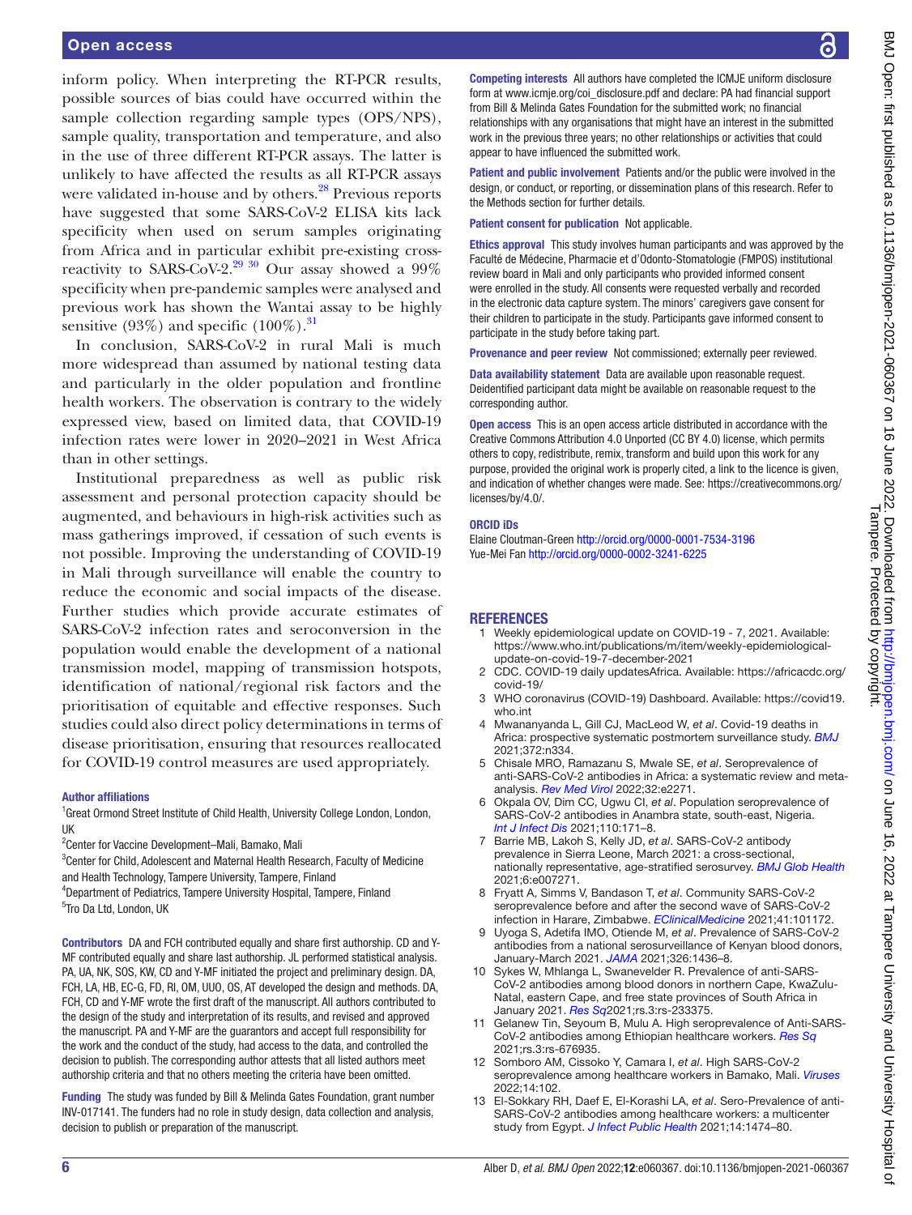inform policy. When interpreting the RT-PCR results, possible sources of bias could have occurred within the sample collection regarding sample types (OPS/NPS), sample quality, transportation and temperature, and also in the use of three different RT-PCR assays. The latter is unlikely to have affected the results as all RT-PCR assays were validated in-house and by others.[28] Previous reports have suggested that some SARS-CoV-2 ELISA kits lack specificity when used on serum samples originating from Africa and in particular exhibit pre-existing cross-reactivity to SARS-CoV-2.[29 30] Our assay showed a 99% specificity when pre-pandemic samples were analysed and previous work has shown the Wantai assay to be highly sensitive (93%) and specific (100%).[31]

In conclusion, SARS-CoV-2 in rural Mali is much more widespread than assumed by national testing data and particularly in the older population and frontline health workers. The observation is contrary to the widely expressed view, based on limited data, that COVID-19 infection rates were lower in 2020–2021 in West Africa than in other settings.

Institutional preparedness as well as public risk assessment and personal protection capacity should be augmented, and behaviours in high-risk activities such as mass gatherings improved, if cessation of such events is not possible. Improving the understanding of COVID-19 in Mali through surveillance will enable the country to reduce the economic and social impacts of the disease. Further studies which provide accurate estimates of SARS-CoV-2 infection rates and seroconversion in the population would enable the development of a national transmission model, mapping of transmission hotspots, identification of national/regional risk factors and the prioritisation of equitable and effective responses. Such studies could also direct policy determinations in terms of disease prioritisation, ensuring that resources reallocated for COVID-19 control measures are used appropriately.

#### Author affiliations

[1]Great Ormond Street Institute of Child Health, University College London, London, UK
[2]Center for Vaccine Development–Mali, Bamako, Mali
[3]Center for Child, Adolescent and Maternal Health Research, Faculty of Medicine and Health Technology, Tampere University, Tampere, Finland
[4]Department of Pediatrics, Tampere University Hospital, Tampere, Finland
[5]Tro Da Ltd, London, UK

**Contributors** DA and FCH contributed equally and share first authorship. CD and Y-MF contributed equally and share last authorship. JL performed statistical analysis. PA, UA, NK, SOS, KW, CD and Y-MF initiated the project and preliminary design. DA, FCH, LA, HB, EC-G, FD, RI, OM, UUO, OS, AT developed the design and methods. DA, FCH, CD and Y-MF wrote the first draft of the manuscript. All authors contributed to the design of the study and interpretation of its results, and revised and approved the manuscript. PA and Y-MF are the guarantors and accept full responsibility for the work and the conduct of the study, had access to the data, and controlled the decision to publish. The corresponding author attests that all listed authors meet authorship criteria and that no others meeting the criteria have been omitted.

**Funding** The study was funded by Bill & Melinda Gates Foundation, grant number INV-017141. The funders had no role in study design, data collection and analysis, decision to publish or preparation of the manuscript.

**Competing interests** All authors have completed the ICMJE uniform disclosure form at www.icmje.org/coi_disclosure.pdf and declare: PA had financial support from Bill & Melinda Gates Foundation for the submitted work; no financial relationships with any organisations that might have an interest in the submitted work in the previous three years; no other relationships or activities that could appear to have influenced the submitted work.

**Patient and public involvement** Patients and/or the public were involved in the design, or conduct, or reporting, or dissemination plans of this research. Refer to the Methods section for further details.

**Patient consent for publication** Not applicable.

**Ethics approval** This study involves human participants and was approved by the Faculté de Médecine, Pharmacie et d'Odonto-Stomatologie (FMPOS) institutional review board in Mali and only participants who provided informed consent were enrolled in the study. All consents were requested verbally and recorded in the electronic data capture system. The minors' caregivers gave consent for their children to participate in the study. Participants gave informed consent to participate in the study before taking part.

**Provenance and peer review** Not commissioned; externally peer reviewed.

**Data availability statement** Data are available upon reasonable request. Deidentified participant data might be available on reasonable request to the corresponding author.

**Open access** This is an open access article distributed in accordance with the Creative Commons Attribution 4.0 Unported (CC BY 4.0) license, which permits others to copy, redistribute, remix, transform and build upon this work for any purpose, provided the original work is properly cited, a link to the licence is given, and indication of whether changes were made. See: https://creativecommons.org/licenses/by/4.0/.

#### ORCID iDs

Elaine Cloutman-Green http://orcid.org/0000-0001-7534-3196
Yue-Mei Fan http://orcid.org/0000-0002-3241-6225

## REFERENCES

1. Weekly epidemiological update on COVID-19 - 7, 2021. Available: https://www.who.int/publications/m/item/weekly-epidemiological-update-on-covid-19-7-december-2021
2. CDC. COVID-19 daily updatesAfrica. Available: https://africacdc.org/covid-19/
3. WHO coronavirus (COVID-19) Dashboard. Available: https://covid19.who.int
4. Mwananyanda L, Gill CJ, MacLeod W, *et al*. Covid-19 deaths in Africa: prospective systematic postmortem surveillance study. *BMJ* 2021;372:n334.
5. Chisale MRO, Ramazanu S, Mwale SE, *et al*. Seroprevalence of anti-SARS-CoV-2 antibodies in Africa: a systematic review and meta-analysis. *Rev Med Virol* 2022;32:e2271.
6. Okpala OV, Dim CC, Ugwu CI, *et al*. Population seroprevalence of SARS-CoV-2 antibodies in Anambra state, south-east, Nigeria. *Int J Infect Dis* 2021;110:171–8.
7. Barrie MB, Lakoh S, Kelly JD, *et al*. SARS-CoV-2 antibody prevalence in Sierra Leone, March 2021: a cross-sectional, nationally representative, age-stratified serosurvey. *BMJ Glob Health* 2021;6:e007271.
8. Fryatt A, Simms V, Bandason T, *et al*. Community SARS-CoV-2 seroprevalence before and after the second wave of SARS-CoV-2 infection in Harare, Zimbabwe. *EClinicalMedicine* 2021;41:101172.
9. Uyoga S, Adetifa IMO, Otiende M, *et al*. Prevalence of SARS-CoV-2 antibodies from a national serosurveillance of Kenyan blood donors, January-March 2021. *JAMA* 2021;326:1436–8.
10. Sykes W, Mhlanga L, Swanevelder R. Prevalence of anti-SARS-CoV-2 antibodies among blood donors in northern Cape, KwaZulu-Natal, eastern Cape, and free state provinces of South Africa in January 2021. *Res Sq*2021;rs.3:rs-233375.
11. Gelanew Tin, Seyoum B, Mulu A. High seroprevalence of Anti-SARS-CoV-2 antibodies among Ethiopian healthcare workers. *Res Sq* 2021;rs.3:rs-676935.
12. Somboro AM, Cissoko Y, Camara I, *et al*. High SARS-CoV-2 seroprevalence among healthcare workers in Bamako, Mali. *Viruses* 2022;14:102.
13. El-Sokkary RH, Daef E, El-Korashi LA, *et al*. Sero-Prevalence of anti-SARS-CoV-2 antibodies among healthcare workers: a multicenter study from Egypt. *J Infect Public Health* 2021;14:1474–80.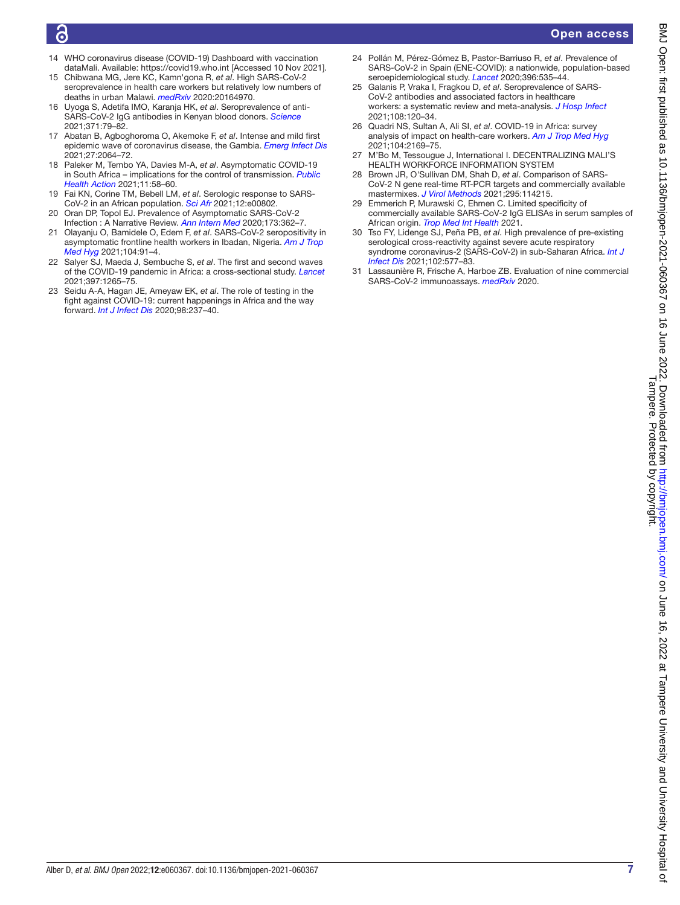14 WHO coronavirus disease (COVID-19) Dashboard with vaccination dataMali. Available: https://covid19.who.int [Accessed 10 Nov 2021].
15 Chibwana MG, Jere KC, Kamn'gona R, *et al*. High SARS-CoV-2 seroprevalence in health care workers but relatively low numbers of deaths in urban Malawi. *medRxiv* 2020:20164970.
16 Uyoga S, Adetifa IMO, Karanja HK, *et al*. Seroprevalence of anti-SARS-CoV-2 IgG antibodies in Kenyan blood donors. *Science* 2021;371:79–82.
17 Abatan B, Agboghoroma O, Akemoke F, *et al*. Intense and mild first epidemic wave of coronavirus disease, the Gambia. *Emerg Infect Dis* 2021;27:2064–72.
18 Paleker M, Tembo YA, Davies M-A, *et al*. Asymptomatic COVID-19 in South Africa – implications for the control of transmission. *Public Health Action* 2021;11:58–60.
19 Fai KN, Corine TM, Bebell LM, *et al*. Serologic response to SARS-CoV-2 in an African population. *Sci Afr* 2021;12:e00802.
20 Oran DP, Topol EJ. Prevalence of Asymptomatic SARS-CoV-2 Infection : A Narrative Review. *Ann Intern Med* 2020;173:362–7.
21 Olayanju O, Bamidele O, Edem F, *et al*. SARS-CoV-2 seropositivity in asymptomatic frontline health workers in Ibadan, Nigeria. *Am J Trop Med Hyg* 2021;104:91–4.
22 Salyer SJ, Maeda J, Sembuche S, *et al*. The first and second waves of the COVID-19 pandemic in Africa: a cross-sectional study. *Lancet* 2021;397:1265–75.
23 Seidu A-A, Hagan JE, Ameyaw EK, *et al*. The role of testing in the fight against COVID-19: current happenings in Africa and the way forward. *Int J Infect Dis* 2020;98:237–40.
24 Pollán M, Pérez-Gómez B, Pastor-Barriuso R, *et al*. Prevalence of SARS-CoV-2 in Spain (ENE-COVID): a nationwide, population-based seroepidemiological study. *Lancet* 2020;396:535–44.
25 Galanis P, Vraka I, Fragkou D, *et al*. Seroprevalence of SARS-CoV-2 antibodies and associated factors in healthcare workers: a systematic review and meta-analysis. *J Hosp Infect* 2021;108:120–34.
26 Quadri NS, Sultan A, Ali SI, *et al*. COVID-19 in Africa: survey analysis of impact on health-care workers. *Am J Trop Med Hyg* 2021;104:2169–75.
27 M'Bo M, Tessougue J, International I. DECENTRALIZING MALI'S HEALTH WORKFORCE INFORMATION SYSTEM
28 Brown JR, O'Sullivan DM, Shah D, *et al*. Comparison of SARS-CoV-2 N gene real-time RT-PCR targets and commercially available mastermixes. *J Virol Methods* 2021;295:114215.
29 Emmerich P, Murawski C, Ehmen C. Limited specificity of commercially available SARS-CoV-2 IgG ELISAs in serum samples of African origin. *Trop Med Int Health* 2021.
30 Tso FY, Lidenge SJ, Peña PB, *et al*. High prevalence of pre-existing serological cross-reactivity against severe acute respiratory syndrome coronavirus-2 (SARS-CoV-2) in sub-Saharan Africa. *Int J Infect Dis* 2021;102:577–83.
31 Lassaunière R, Frische A, Harboe ZB. Evaluation of nine commercial SARS-CoV-2 immunoassays. *medRxiv* 2020.